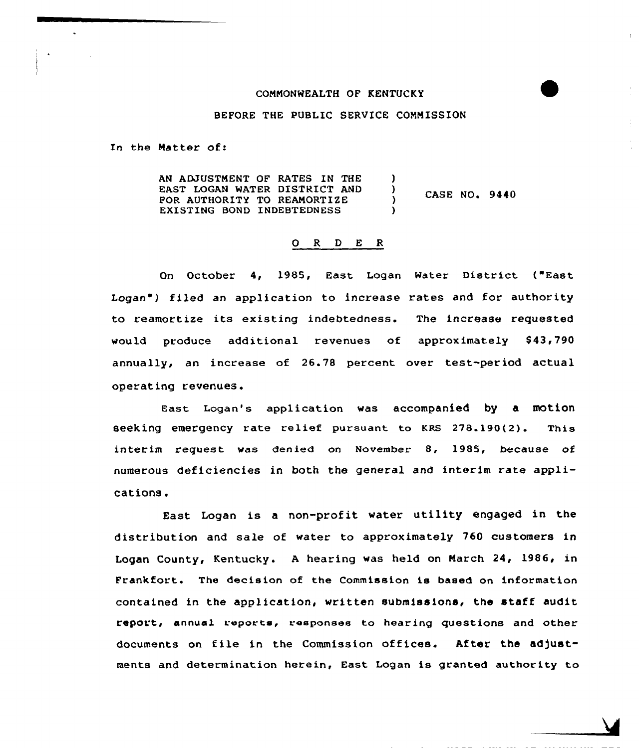COMMONWEALTH OF KENTUCKY

BEFORE THE PUBLIC SERVICE COMMISSION

In the Matter of:

| | | |
|---|---|---|
| AN ADJUSTMENT OF RATES IN THE EAST LOGAN WATER DISTRICT AND FOR AUTHORITY TO REAMORTIZE EXISTING BOND INDEBTEDNESS | ) | CASE NO. 9440 |

# O R D E R

On October 4, 1985, East Logan Water District ("East Logan") filed an application to increase rates and for authority to reamortize its existing indebtedness. The increase requested would produce additional revenues of approximately $43,790 annually, an increase of 26.78 percent over test-period actual operating revenues.

East Logan's application was accompanied by a motion seeking emergency rate relief pursuant to KRS 278.190(2). This interim request was denied on November 8, 1985, because of numerous deficiencies in both the general and interim rate applications.

East Logan is a non-profit water utility engaged in the distribution and sale of water to approximately 760 customers in Logan County, Kentucky. A hearing was held on March 24, 1986, in Frankfort. The decision of the Commission is based on information contained in the application, written submissions, the staff audit report, annual reports, responses to hearing questions and other documents on file in the Commission offices. After the adjustments and determination herein, East Logan is granted authority to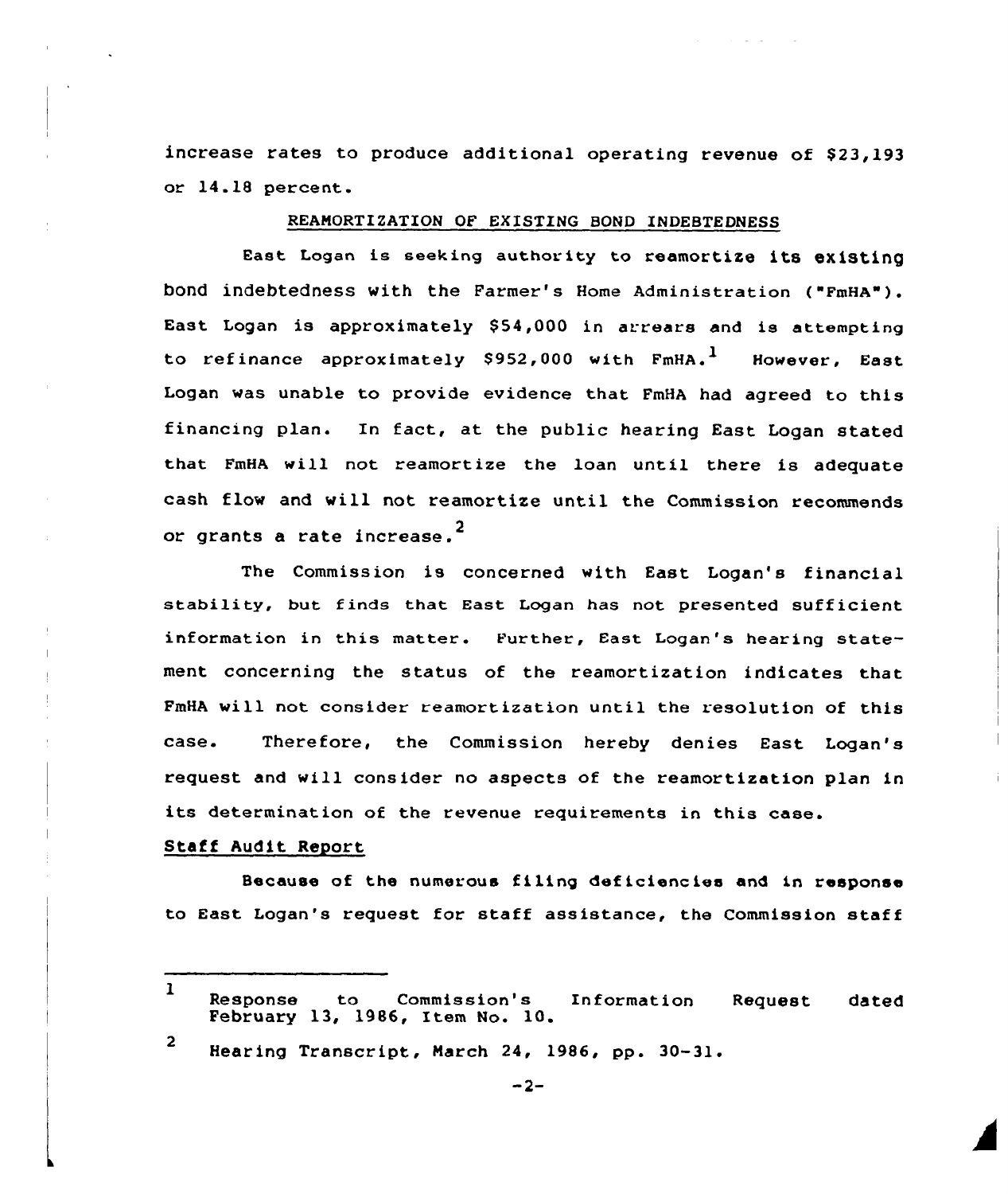increase rates to produce additional operating revenue of $23,193 or 14.18 percent.

## REAMORTIZATION OF EXISTING BOND INDEBTEDNESS

East Logan is seeking authority to reamortize its existing bond indebtedness with the Farmer's Home Administration ("FmHA"). East Logan is approximately $54,000 in arrears and is attempting to refinance approximately $952,000 with FmHA.[1] However, East Logan was unable to provide evidence that FmHA had agreed to this financing plan. In fact, at the public hearing East Logan stated that FmHA will not reamortize the loan until there is adequate cash flow and will not reamortize until the Commission recommends or grants a rate increase.[2]

The Commission is concerned with East Logan's financial stability, but finds that East Logan has not presented sufficient information in this matter. Further, East Logan's hearing statement concerning the status of the reamortization indicates that FmHA will not consider reamortization until the resolution of this case. Therefore, the Commission hereby denies East Logan's request and will consider no aspects of the reamortization plan in its determination of the revenue requirements in this case.

### Staff Audit Report

Because of the numerous filing deficiencies and in response to East Logan's request for staff assistance, the Commission staff

---

[1] Response to Commission's Information Request dated February 13, 1986, Item No. 10.

[2] Hearing Transcript, March 24, 1986, pp. 30-31.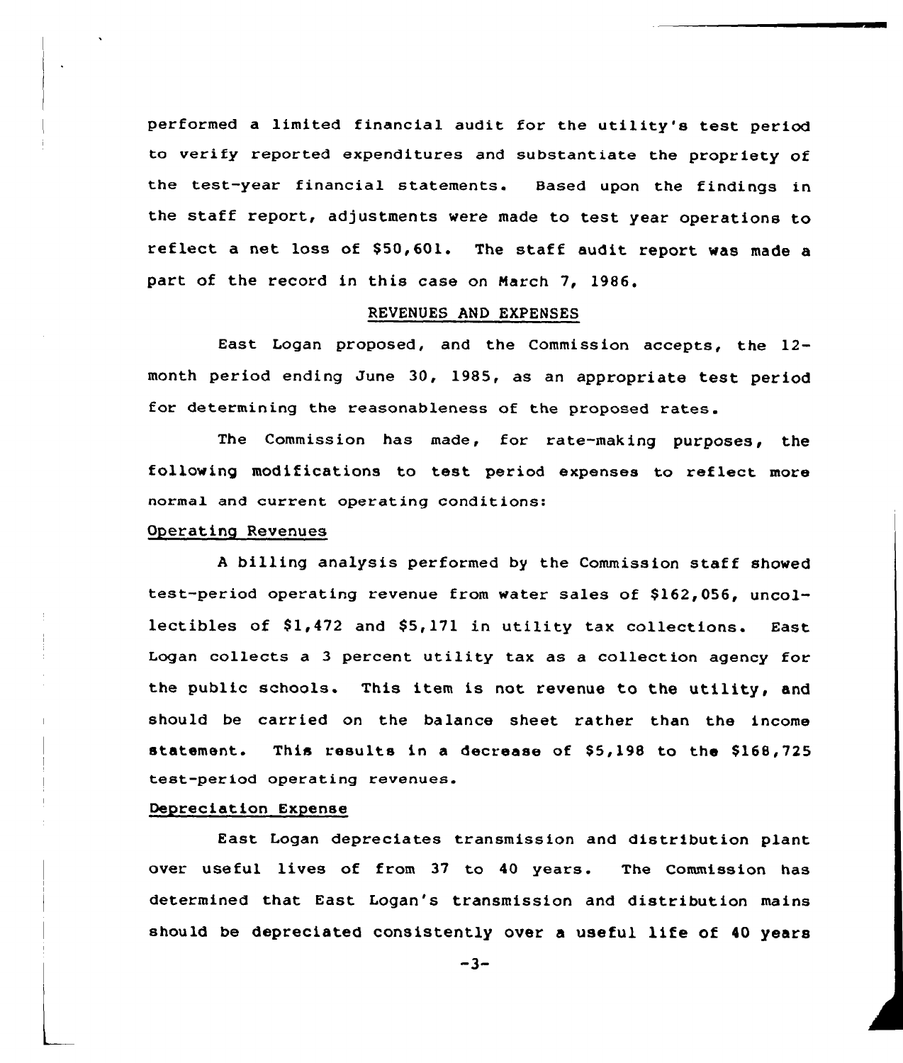performed a limited financial audit for the utility's test period to verify reported expenditures and substantiate the propriety of the test-year financial statements. Based upon the findings in the staff report, adjustments were made to test year operations to reflect a net loss of $50,601. The staff audit report was made a part of the record in this case on March 7, 1986.

## REVENUES AND EXPENSES

East Logan proposed, and the Commission accepts, the 12-month period ending June 30, 1985, as an appropriate test period for determining the reasonableness of the proposed rates.

The Commission has made, for rate-making purposes, the following modifications to test period expenses to reflect more normal and current operating conditions:

### Operating Revenues

A billing analysis performed by the Commission staff showed test-period operating revenue from water sales of $162,056, uncollectibles of $1,472 and $5,171 in utility tax collections. East Logan collects a 3 percent utility tax as a collection agency for the public schools. This item is not revenue to the utility, and should be carried on the balance sheet rather than the income statement. This results in a decrease of $5,198 to the $168,725 test-period operating revenues.

### Depreciation Expense

East Logan depreciates transmission and distribution plant over useful lives of from 37 to 40 years. The Commission has determined that East Logan's transmission and distribution mains should be depreciated consistently over a useful life of 40 years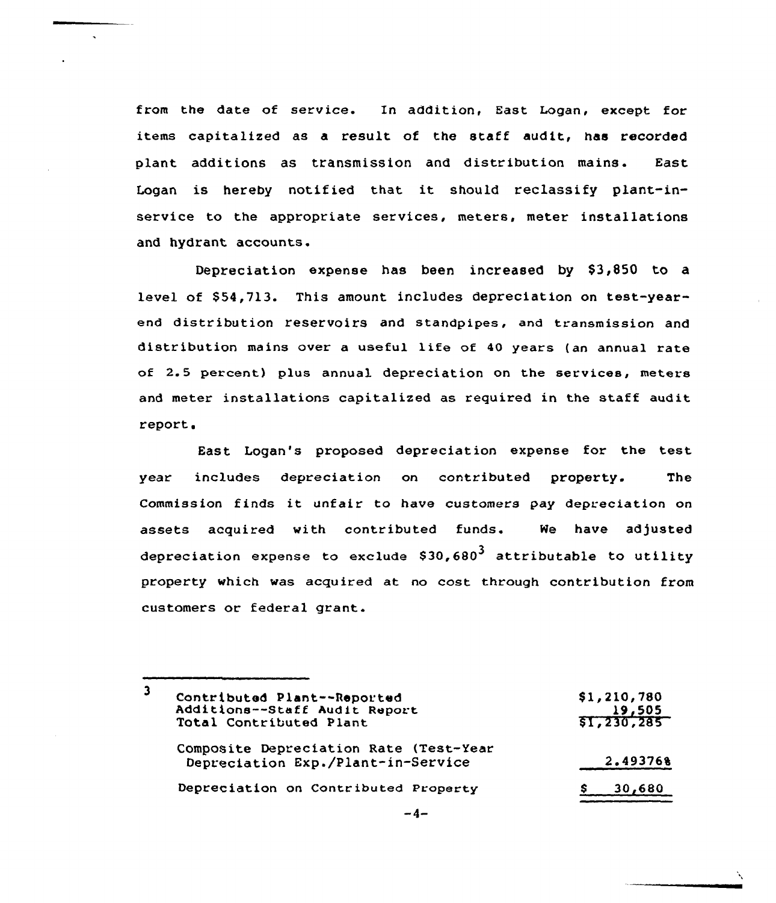from the date of service. In addition, East Logan, except for items capitalized as a result of the staff audit, has recorded plant additions as transmission and distribution mains. East Logan is hereby notified that it should reclassify plant-in-service to the appropriate services, meters, meter installations and hydrant accounts.

Depreciation expense has been increased by $3,850 to a level of $54,713. This amount includes depreciation on test-year-end distribution reservoirs and standpipes, and transmission and distribution mains over a useful life of 40 years (an annual rate of 2.5 percent) plus annual depreciation on the services, meters and meter installations capitalized as required in the staff audit report.

East Logan's proposed depreciation expense for the test year includes depreciation on contributed property. The Commission finds it unfair to have customers pay depreciation on assets acquired with contributed funds. We have adjusted depreciation expense to exclude $30,680[3] attributable to utility property which was acquired at no cost through contribution from customers or federal grant.

---

[3]

| | |
|---|---|
| Contributed Plant--Reported | $1,210,780 |
| Additions--Staff Audit Report | 19,505 |
| Total Contributed Plant | $1,230,285 |
| Composite Depreciation Rate (Test-Year Depreciation Exp./Plant-in-Service | 2.49376% |
| Depreciation on Contributed Property | $ 30,680 |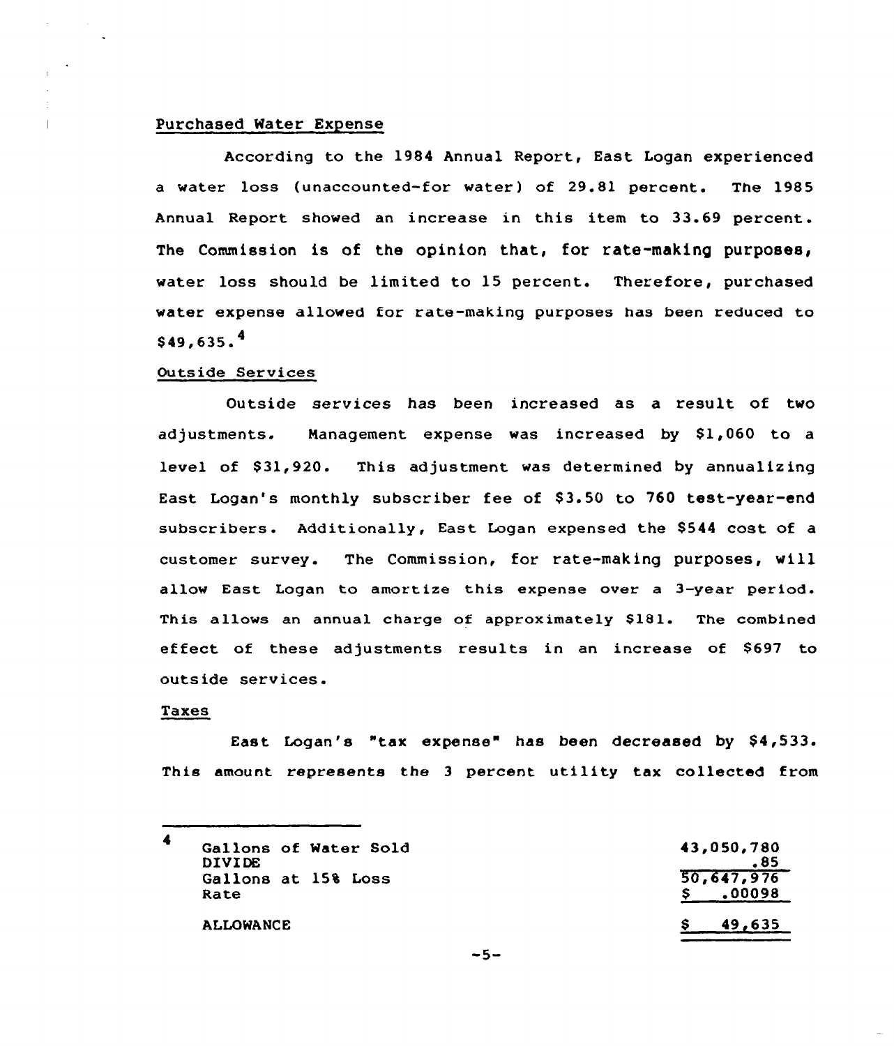Purchased Water Expense

According to the 1984 Annual Report, East Logan experienced a water loss (unaccounted-for water) of 29.81 percent. The 1985 Annual Report showed an increase in this item to 33.69 percent. The Commission is of the opinion that, for rate-making purposes, water loss should be limited to 15 percent. Therefore, purchased water expense allowed for rate-making purposes has been reduced to $49,635.[4]

Outside Services

Outside services has been increased as a result of two adjustments. Management expense was increased by $1,060 to a level of $31,920. This adjustment was determined by annualizing East Logan's monthly subscriber fee of $3.50 to 760 test-year-end subscribers. Additionally, East Logan expensed the $544 cost of a customer survey. The Commission, for rate-making purposes, will allow East Logan to amortize this expense over a 3-year period. This allows an annual charge of approximately $181. The combined effect of these adjustments results in an increase of $697 to outside services.

Taxes

East Logan's "tax expense" has been decreased by $4,533. This amount represents the 3 percent utility tax collected from

---

[4]

| | |
|---|---|
| Gallons of Water Sold | 43,050,780 |
| DIVIDE | .85 |
| Gallons at 15% Loss | 50,647,976 |
| Rate | $ .00098 |
| ALLOWANCE | $ 49,635 |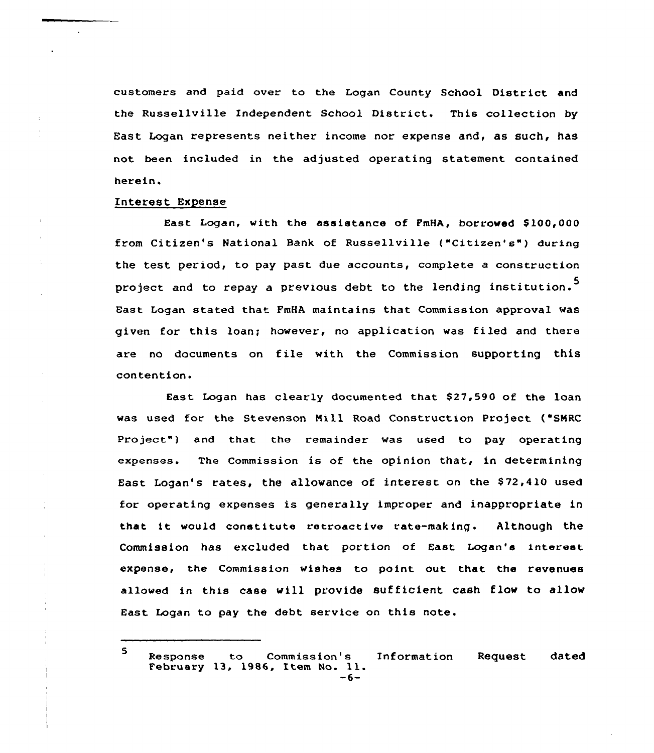customers and paid over to the Logan County School District and the Russellville Independent School District. This collection by East Logan represents neither income nor expense and, as such, has not been included in the adjusted operating statement contained herein.

## Interest Expense

East Logan, with the assistance of FmHA, borrowed $100,000 from Citizen's National Bank of Russellville ("Citizen's") during the test period, to pay past due accounts, complete a construction project and to repay a previous debt to the lending institution.[5] East Logan stated that FmHA maintains that Commission approval was given for this loan; however, no application was filed and there are no documents on file with the Commission supporting this contention.

East Logan has clearly documented that $27,590 of the loan was used for the Stevenson Mill Road Construction Project ("SMRC Project") and that the remainder was used to pay operating expenses. The Commission is of the opinion that, in determining East Logan's rates, the allowance of interest on the $72,410 used for operating expenses is generally improper and inappropriate in that it would constitute retroactive rate-making. Although the Commission has excluded that portion of East Logan's interest expense, the Commission wishes to point out that the revenues allowed in this case will provide sufficient cash flow to allow East Logan to pay the debt service on this note.

---

[5] Response to Commission's Information Request dated February 13, 1986, Item No. 11.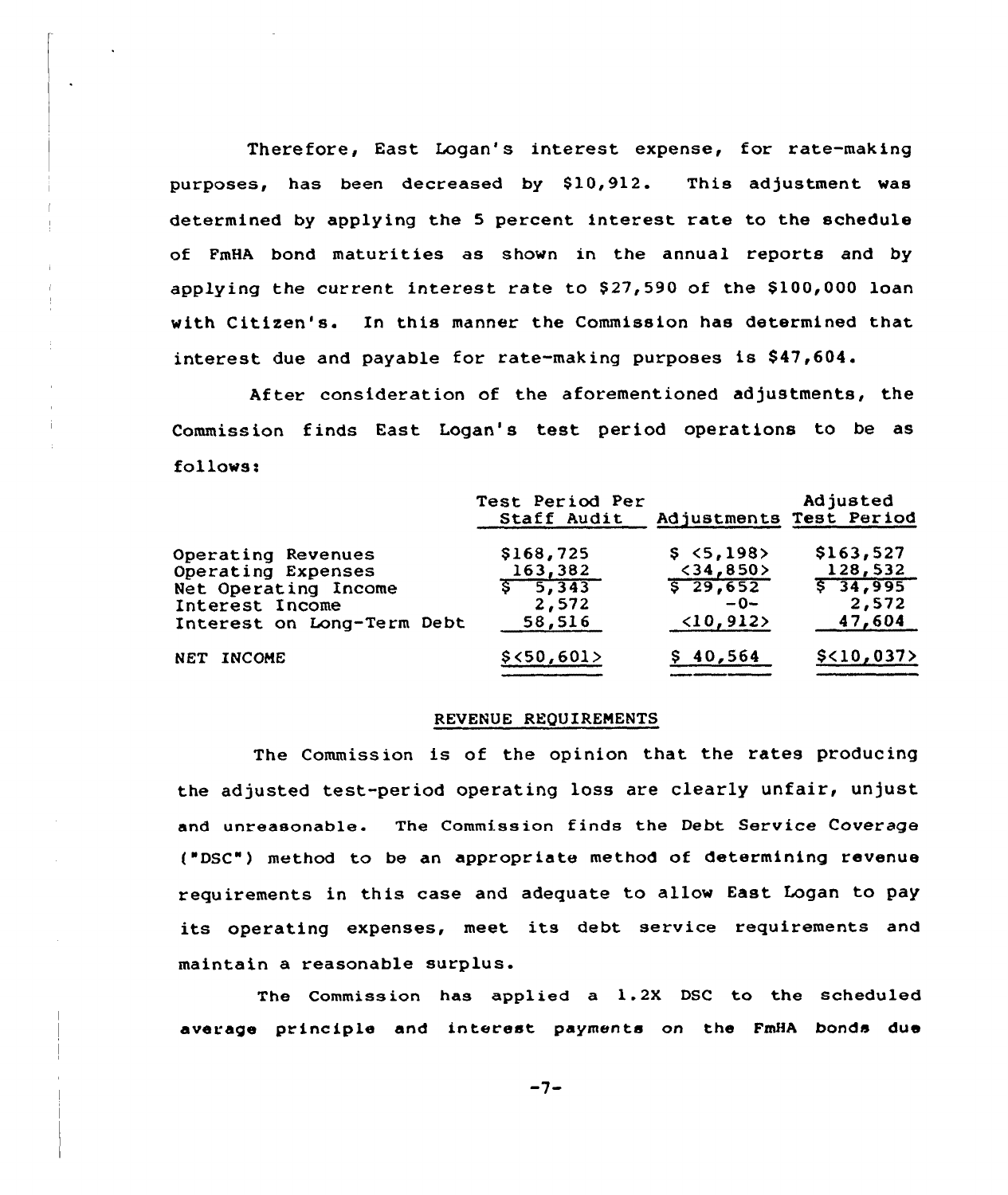Therefore, East Logan's interest expense, for rate-making purposes, has been decreased by $10,912. This adjustment was determined by applying the 5 percent interest rate to the schedule of FmHA bond maturities as shown in the annual reports and by applying the current interest rate to $27,590 of the $100,000 loan with Citizen's. In this manner the Commission has determined that interest due and payable for rate-making purposes is $47,604.

After consideration of the aforementioned adjustments, the Commission finds East Logan's test period operations to be as follows:

| | Test Period Per Staff Audit | Adjustments | Adjusted Test Period |
|---|---|---|---|
| Operating Revenues | $168,725 | $ <5,198> | $163,527 |
| Operating Expenses | 163,382 | <34,850> | 128,532 |
| Net Operating Income | $ 5,343 | $ 29,652 | $ 34,995 |
| Interest Income | 2,572 | -0- | 2,572 |
| Interest on Long-Term Debt | 58,516 | <10,912> | 47,604 |
| NET INCOME | $<50,601> | $ 40,564 | $<10,037> |

## REVENUE REQUIREMENTS

The Commission is of the opinion that the rates producing the adjusted test-period operating loss are clearly unfair, unjust and unreasonable. The Commission finds the Debt Service Coverage ("DSC") method to be an appropriate method of determining revenue requirements in this case and adequate to allow East Logan to pay its operating expenses, meet its debt service requirements and maintain a reasonable surplus.

The Commission has applied a 1.2X DSC to the scheduled average principle and interest payments on the FmHA bonds due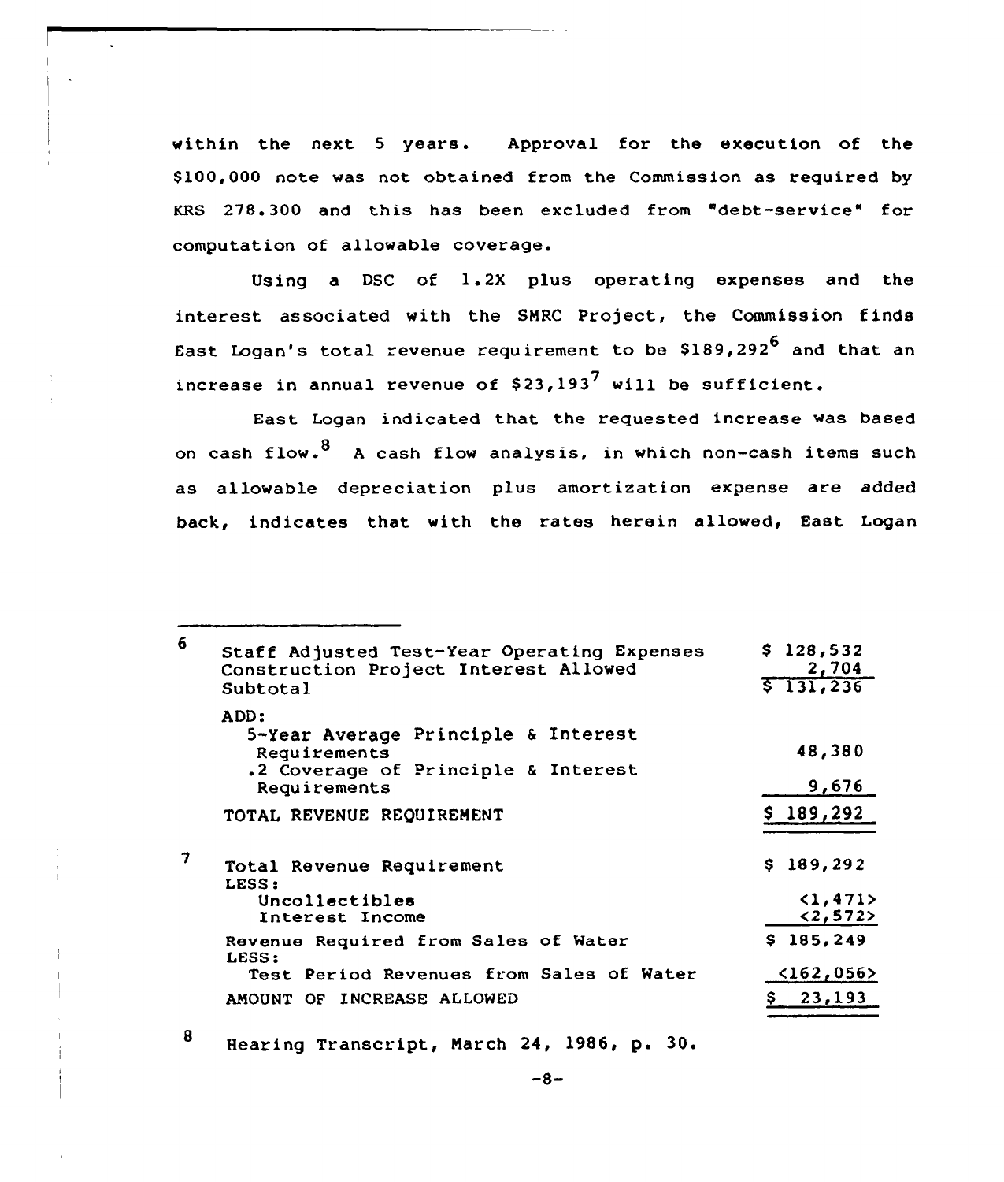within the next 5 years. Approval for the execution of the $100,000 note was not obtained from the Commission as required by KRS 278.300 and this has been excluded from "debt-service" for computation of allowable coverage.

Using a DSC of 1.2X plus operating expenses and the interest associated with the SMRC Project, the Commission finds East Logan's total revenue requirement to be $189,292[6] and that an increase in annual revenue of $23,193[7] will be sufficient.

East Logan indicated that the requested increase was based on cash flow.[8] A cash flow analysis, in which non-cash items such as allowable depreciation plus amortization expense are added back, indicates that with the rates herein allowed, East Logan

---

[6]

| | |
|---|---|
| Staff Adjusted Test-Year Operating Expenses | $ 128,532 |
| Construction Project Interest Allowed | 2,704 |
| Subtotal | $ 131,236 |
| ADD: | |
| 5-Year Average Principle & Interest Requirements | 48,380 |
| .2 Coverage of Principle & Interest Requirements | 9,676 |
| TOTAL REVENUE REQUIREMENT | $ 189,292 |

[7]

| | |
|---|---|
| Total Revenue Requirement | $ 189,292 |
| LESS: | |
| Uncollectibles | <1,471> |
| Interest Income | <2,572> |
| Revenue Required from Sales of Water | $ 185,249 |
| LESS: | |
| Test Period Revenues from Sales of Water | <162,056> |
| AMOUNT OF INCREASE ALLOWED | $ 23,193 |

[8] Hearing Transcript, March 24, 1986, p. 30.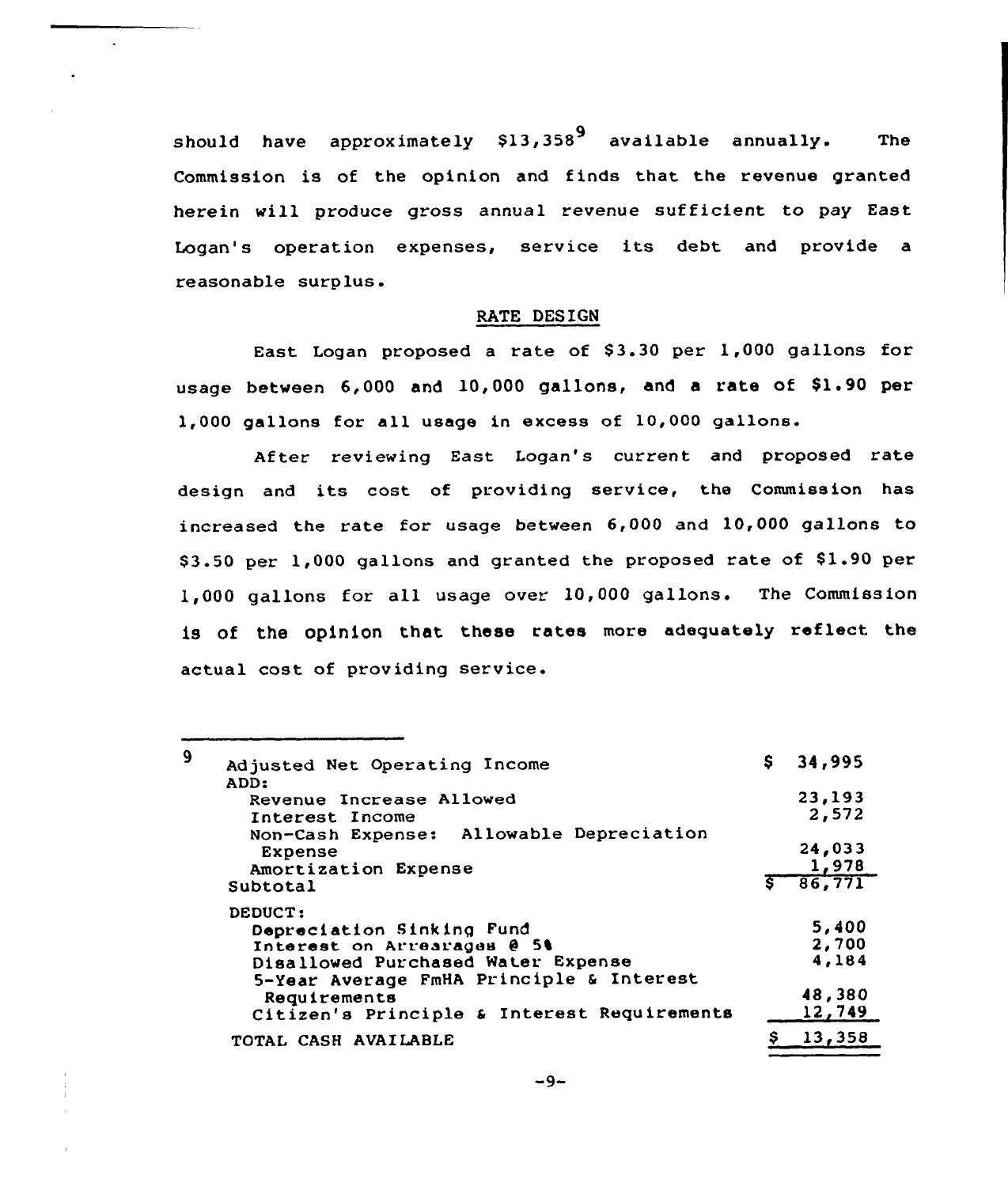should have approximately $13,358[9] available annually. The Commission is of the opinion and finds that the revenue granted herein will produce gross annual revenue sufficient to pay East Logan's operation expenses, service its debt and provide a reasonable surplus.

## RATE DESIGN

East Logan proposed a rate of $3.30 per 1,000 gallons for usage between 6,000 and 10,000 gallons, and a rate of $1.90 per 1,000 gallons for all usage in excess of 10,000 gallons.

After reviewing East Logan's current and proposed rate design and its cost of providing service, the Commission has increased the rate for usage between 6,000 and 10,000 gallons to $3.50 per 1,000 gallons and granted the proposed rate of $1.90 per 1,000 gallons for all usage over 10,000 gallons. The Commission is of the opinion that these rates more adequately reflect the actual cost of providing service.

---

[9]

| | |
|---|---|
| Adjusted Net Operating Income | $ 34,995 |
| ADD: | |
| Revenue Increase Allowed | 23,193 |
| Interest Income | 2,572 |
| Non-Cash Expense: Allowable Depreciation Expense | 24,033 |
| Amortization Expense | 1,978 |
| Subtotal | $ 86,771 |
| DEDUCT: | |
| Depreciation Sinking Fund | 5,400 |
| Interest on Arrearages @ 5% | 2,700 |
| Disallowed Purchased Water Expense | 4,184 |
| 5-Year Average FmHA Principle & Interest Requirements | 48,380 |
| Citizen's Principle & Interest Requirements | 12,749 |
| TOTAL CASH AVAILABLE | $ 13,358 |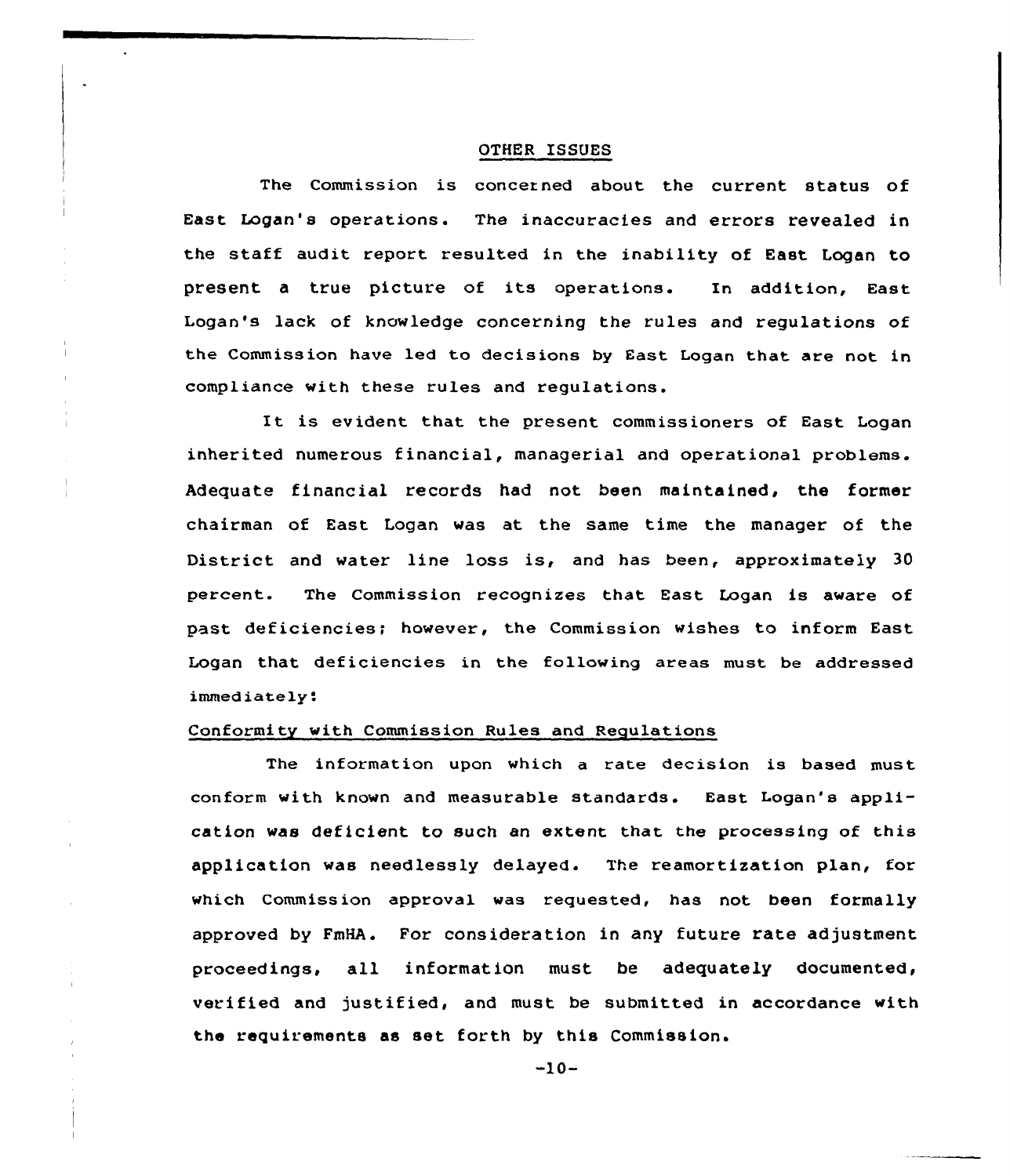## OTHER ISSUES

The Commission is concerned about the current status of East Logan's operations. The inaccuracies and errors revealed in the staff audit report resulted in the inability of East Logan to present a true picture of its operations. In addition, East Logan's lack of knowledge concerning the rules and regulations of the Commission have led to decisions by East Logan that are not in compliance with these rules and regulations.

It is evident that the present commissioners of East Logan inherited numerous financial, managerial and operational problems. Adequate financial records had not been maintained, the former chairman of East Logan was at the same time the manager of the District and water line loss is, and has been, approximately 30 percent. The Commission recognizes that East Logan is aware of past deficiencies; however, the Commission wishes to inform East Logan that deficiencies in the following areas must be addressed immediately:

### Conformity with Commission Rules and Regulations

The information upon which a rate decision is based must conform with known and measurable standards. East Logan's application was deficient to such an extent that the processing of this application was needlessly delayed. The reamortization plan, for which Commission approval was requested, has not been formally approved by FmHA. For consideration in any future rate adjustment proceedings, all information must be adequately documented, verified and justified, and must be submitted in accordance with the requirements as set forth by this Commission.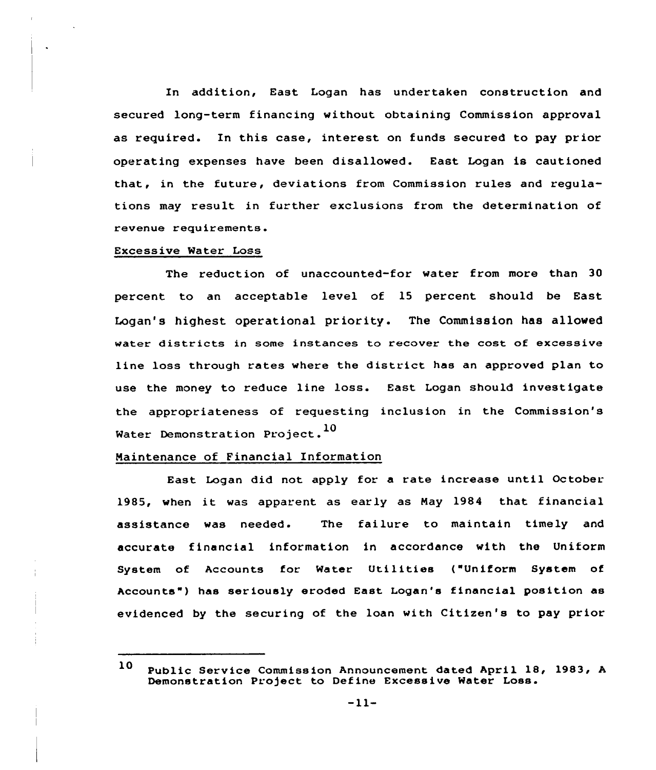In addition, East Logan has undertaken construction and secured long-term financing without obtaining Commission approval as required. In this case, interest on funds secured to pay prior operating expenses have been disallowed. East Logan is cautioned that, in the future, deviations from Commission rules and regulations may result in further exclusions from the determination of revenue requirements.

<u>Excessive Water Loss</u>

The reduction of unaccounted-for water from more than 30 percent to an acceptable level of 15 percent should be East Logan's highest operational priority. The Commission has allowed water districts in some instances to recover the cost of excessive line loss through rates where the district has an approved plan to use the money to reduce line loss. East Logan should investigate the appropriateness of requesting inclusion in the Commission's Water Demonstration Project.[10]

<u>Maintenance of Financial Information</u>

East Logan did not apply for a rate increase until October 1985, when it was apparent as early as May 1984 that financial assistance was needed. The failure to maintain timely and accurate financial information in accordance with the Uniform System of Accounts for Water Utilities ("Uniform System of Accounts") has seriously eroded East Logan's financial position as evidenced by the securing of the loan with Citizen's to pay prior

---

[10] Public Service Commission Announcement dated April 18, 1983, A Demonstration Project to Define Excessive Water Loss.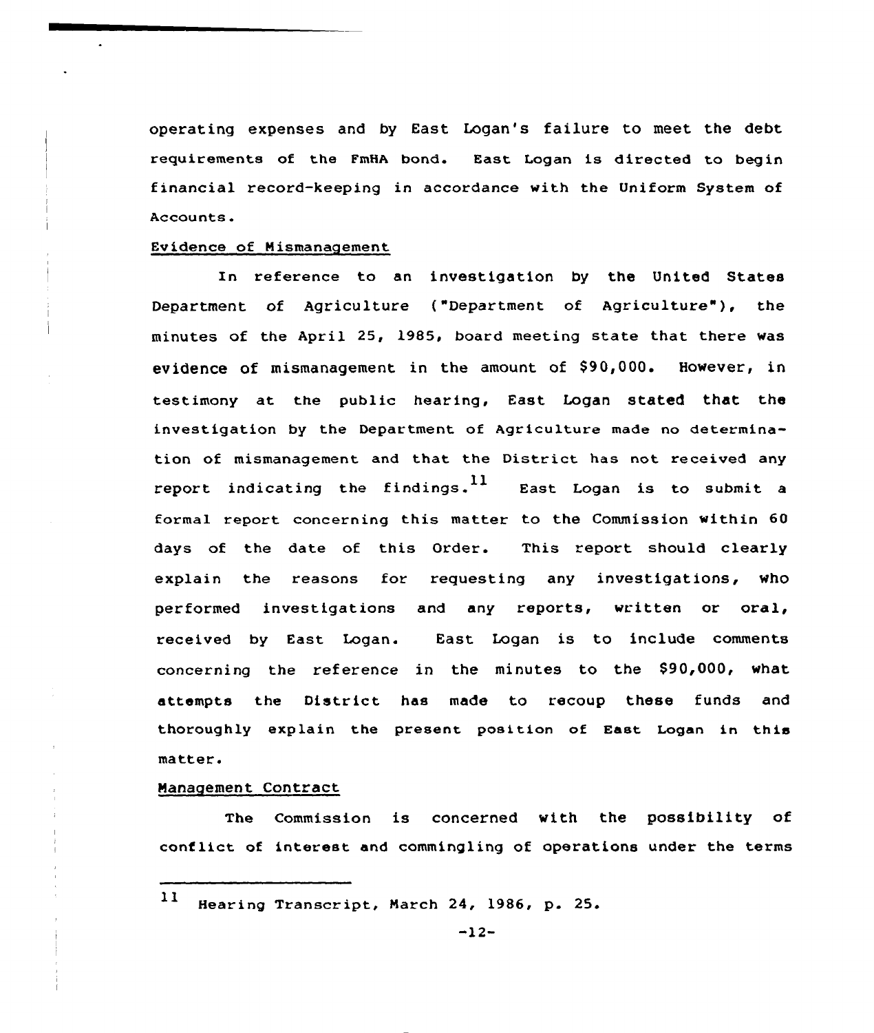operating expenses and by East Logan's failure to meet the debt requirements of the FmHA bond. East Logan is directed to begin financial record-keeping in accordance with the Uniform System of Accounts.

Evidence of Mismanagement

In reference to an investigation by the United States Department of Agriculture ("Department of Agriculture"), the minutes of the April 25, 1985, board meeting state that there was evidence of mismanagement in the amount of $90,000. However, in testimony at the public hearing, East Logan stated that the investigation by the Department of Agriculture made no determination of mismanagement and that the District has not received any report indicating the findings.[11] East Logan is to submit a formal report concerning this matter to the Commission within 60 days of the date of this Order. This report should clearly explain the reasons for requesting any investigations, who performed investigations and any reports, written or oral, received by East Logan. East Logan is to include comments concerning the reference in the minutes to the $90,000, what attempts the District has made to recoup these funds and thoroughly explain the present position of East Logan in this matter.

Management Contract

The Commission is concerned with the possibility of conflict of interest and commingling of operations under the terms

---

[11] Hearing Transcript, March 24, 1986, p. 25.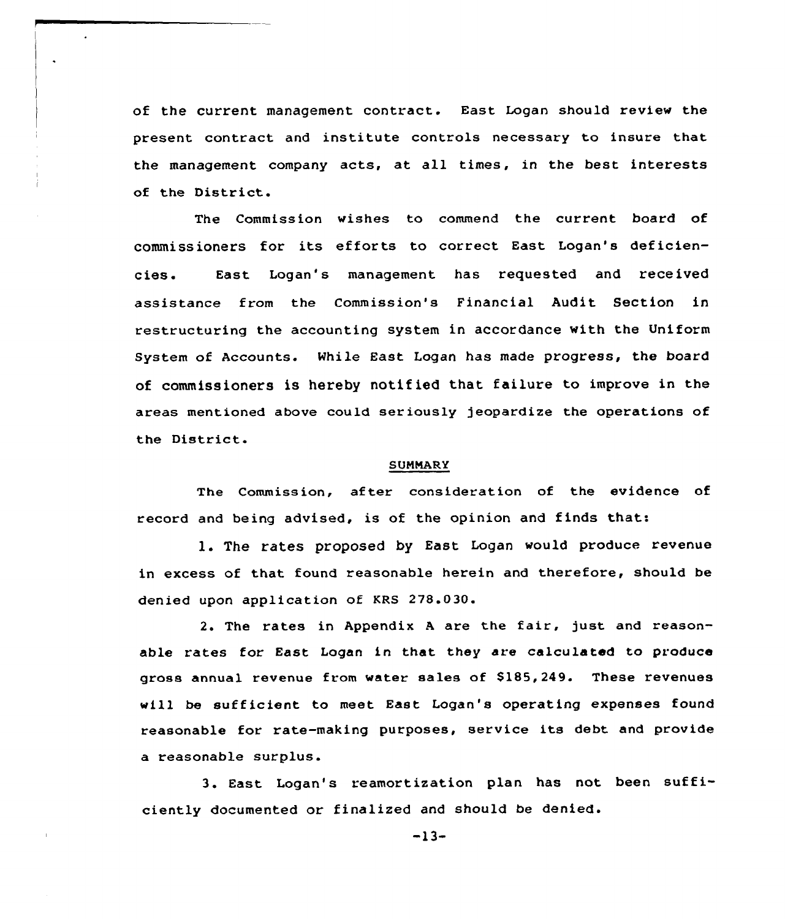of the current management contract. East Logan should review the present contract and institute controls necessary to insure that the management company acts, at all times, in the best interests of the District.

The Commission wishes to commend the current board of commissioners for its efforts to correct East Logan's deficiencies. East Logan's management has requested and received assistance from the Commission's Financial Audit Section in restructuring the accounting system in accordance with the Uniform System of Accounts. While East Logan has made progress, the board of commissioners is hereby notified that failure to improve in the areas mentioned above could seriously jeopardize the operations of the District.

## SUMMARY

The Commission, after consideration of the evidence of record and being advised, is of the opinion and finds that:

1. The rates proposed by East Logan would produce revenue in excess of that found reasonable herein and therefore, should be denied upon application of KRS 278.030.

2. The rates in Appendix A are the fair, just and reasonable rates for East Logan in that they are calculated to produce gross annual revenue from water sales of $185,249. These revenues will be sufficient to meet East Logan's operating expenses found reasonable for rate-making purposes, service its debt and provide a reasonable surplus.

3. East Logan's reamortization plan has not been sufficiently documented or finalized and should be denied.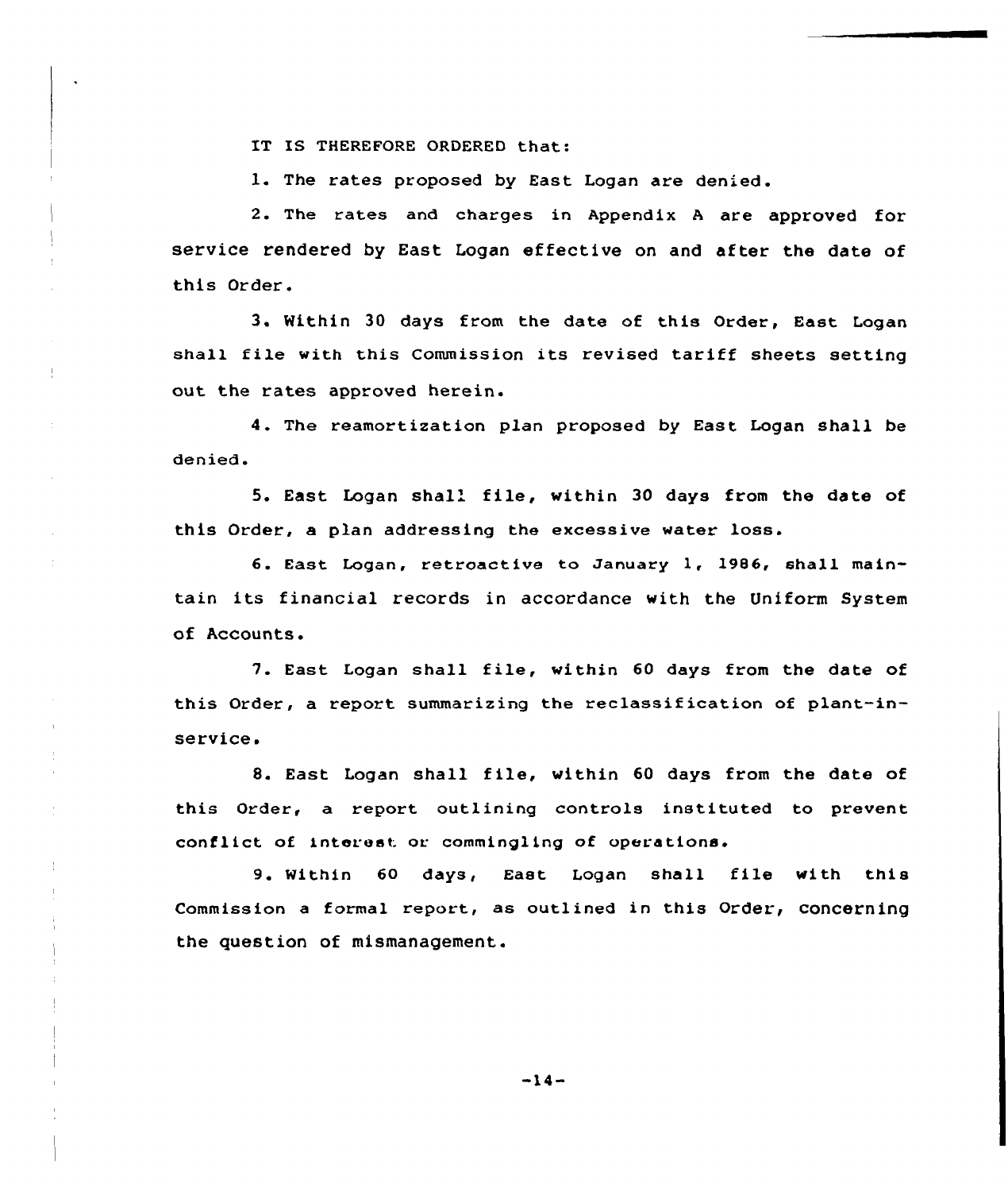IT IS THEREFORE ORDERED that:

1. The rates proposed by East Logan are denied.

2. The rates and charges in Appendix A are approved for service rendered by East Logan effective on and after the date of this Order.

3. Within 30 days from the date of this Order, East Logan shall file with this Commission its revised tariff sheets setting out the rates approved herein.

4. The reamortization plan proposed by East Logan shall be denied.

5. East Logan shall file, within 30 days from the date of this Order, a plan addressing the excessive water loss.

6. East Logan, retroactive to January 1, 1986, shall maintain its financial records in accordance with the Uniform System of Accounts.

7. East Logan shall file, within 60 days from the date of this Order, a report summarizing the reclassification of plant-in-service.

8. East Logan shall file, within 60 days from the date of this Order, a report outlining controls instituted to prevent conflict of interest or commingling of operations.

9. Within 60 days, East Logan shall file with this Commission a formal report, as outlined in this Order, concerning the question of mismanagement.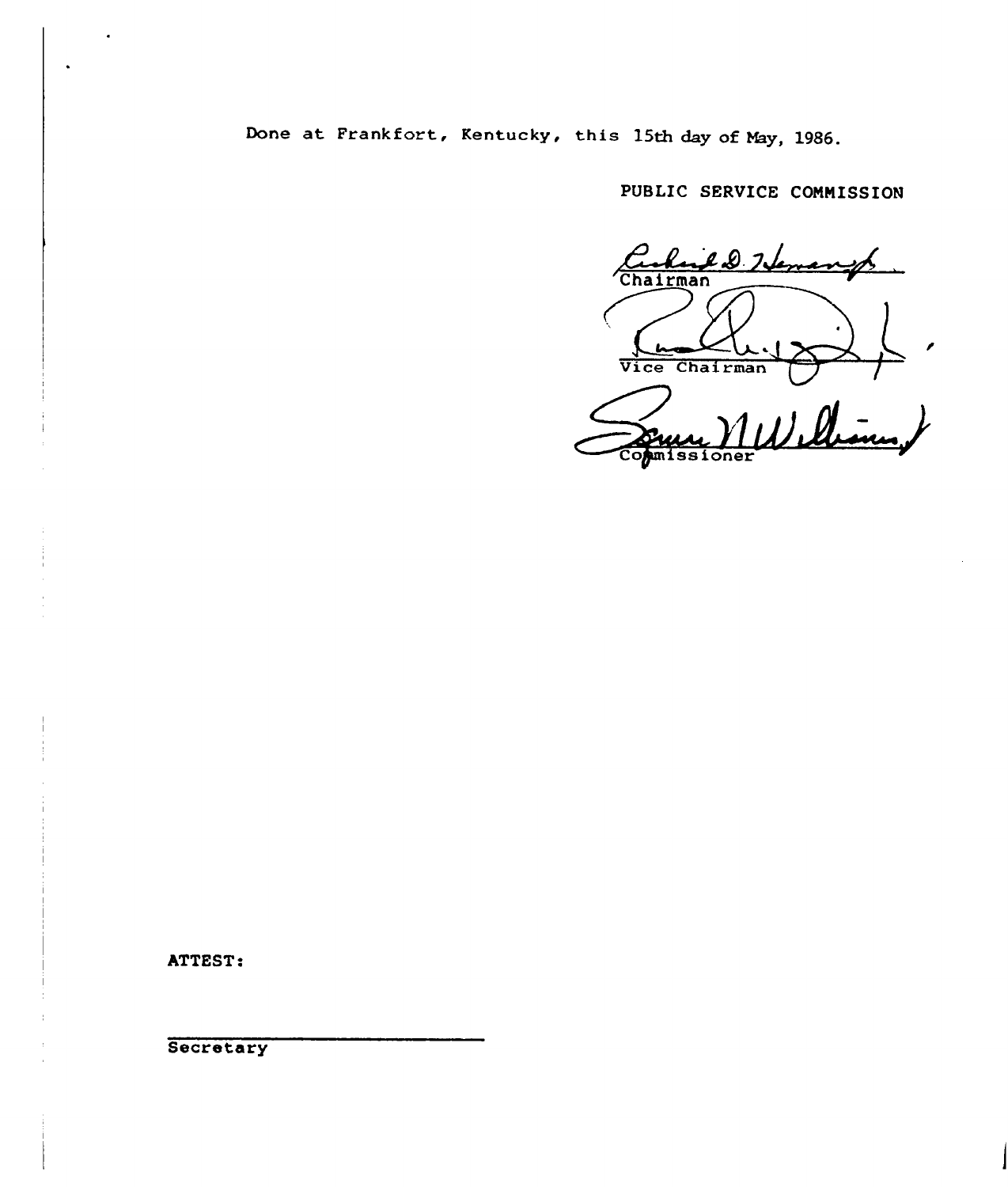Done at Frankfort, Kentucky, this 15th day of May, 1986.

PUBLIC SERVICE COMMISSION

Chairman

Vice Chairman

Commissioner

ATTEST:

Secretary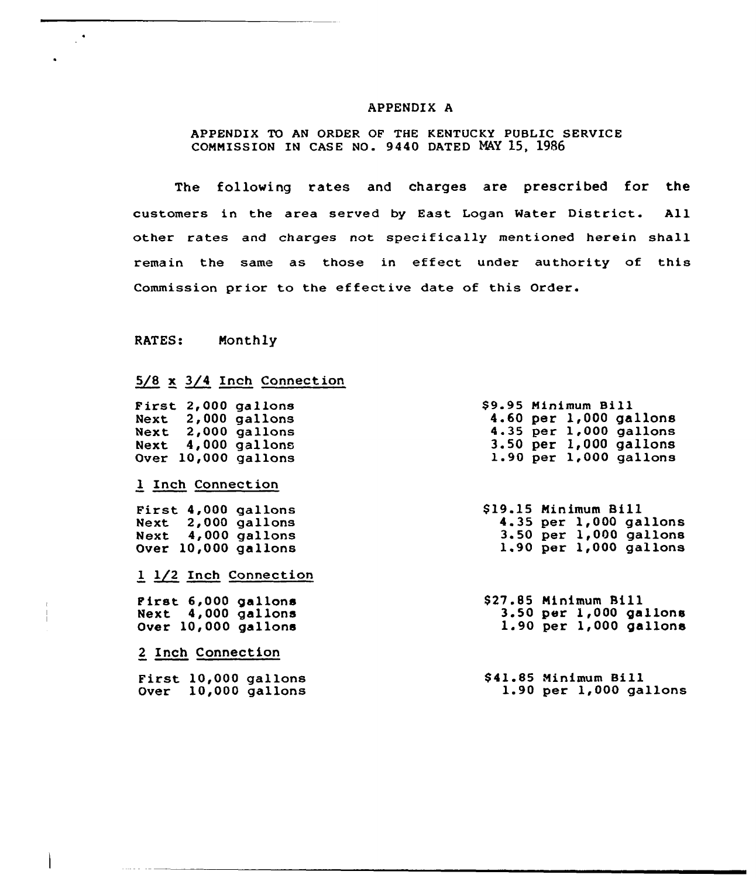# APPENDIX A

APPENDIX TO AN ORDER OF THE KENTUCKY PUBLIC SERVICE COMMISSION IN CASE NO. 9440 DATED MAY 15, 1986

The following rates and charges are prescribed for the customers in the area served by East Logan Water District. All other rates and charges not specifically mentioned herein shall remain the same as those in effect under authority of this Commission prior to the effective date of this Order.

RATES: Monthly

<u>5/8 x 3/4 Inch Connection</u>

| | |
|---|---|
| First 2,000 gallons | $9.95 Minimum Bill |
| Next 2,000 gallons | 4.60 per 1,000 gallons |
| Next 2,000 gallons | 4.35 per 1,000 gallons |
| Next 4,000 gallons | 3.50 per 1,000 gallons |
| Over 10,000 gallons | 1.90 per 1,000 gallons |

<u>1 Inch Connection</u>

| | |
|---|---|
| First 4,000 gallons | $19.15 Minimum Bill |
| Next 2,000 gallons | 4.35 per 1,000 gallons |
| Next 4,000 gallons | 3.50 per 1,000 gallons |
| Over 10,000 gallons | 1.90 per 1,000 gallons |

<u>1 1/2 Inch Connection</u>

| | |
|---|---|
| First 6,000 gallons | $27.85 Minimum Bill |
| Next 4,000 gallons | 3.50 per 1,000 gallons |
| Over 10,000 gallons | 1.90 per 1,000 gallons |

<u>2 Inch Connection</u>

| | |
|---|---|
| First 10,000 gallons | $41.85 Minimum Bill |
| Over 10,000 gallons | 1.90 per 1,000 gallons |